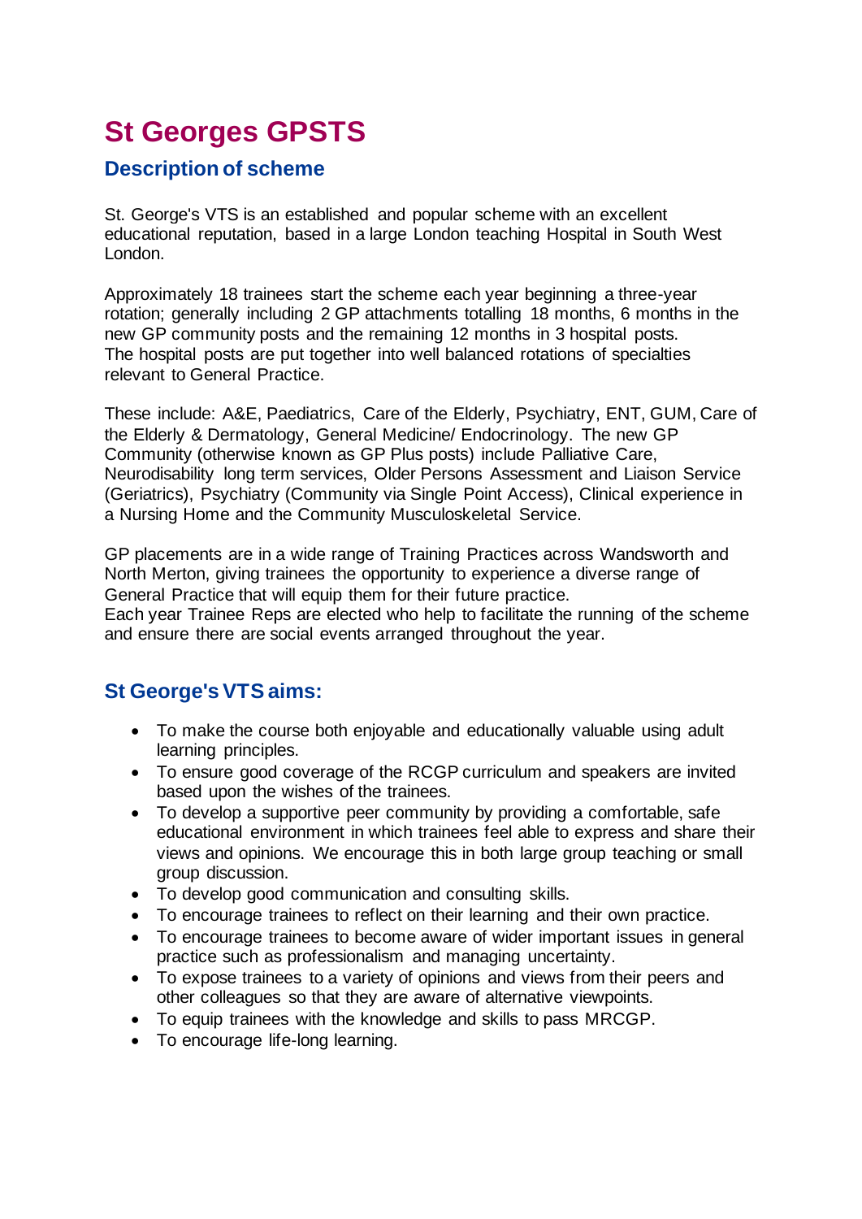# St Georges GPSTS

## Description of scheme

St. George's VTS is an established and popular scheme with an excellent educational reputation, based in a large London teaching Hospital in South West London.

Approximately 18 trainees start the scheme each year beginning a three-year rotation; generally including 2 GP attachments totalling 18 months, 6 months in the new GP community posts and the remaining 12 months in 3 hospital posts. The hospital posts are put together into well balanced rotations of specialties relevant to General Practice.

These include: A&E, Paediatrics, Care of the Elderly, Psychiatry, ENT, GUM, Care of the Elderly & Dermatology, General Medicine/ Endocrinology. The new GP Community (otherwise known as GP Plus posts) include Palliative Care, Neurodisability long term services, Older Persons Assessment and Liaison Service (Geriatrics), Psychiatry (Community via Single Point Access), Clinical experience in a Nursing Home and the Community Musculoskeletal Service.

GP placements are in a wide range of Training Practices across Wandsworth and North Merton, giving trainees the opportunity to experience a diverse range of General Practice that will equip them for their future practice.
Each year Trainee Reps are elected who help to facilitate the running of the scheme and ensure there are social events arranged throughout the year.

## St George's VTS aims:

- To make the course both enjoyable and educationally valuable using adult learning principles.
- To ensure good coverage of the RCGP curriculum and speakers are invited based upon the wishes of the trainees.
- To develop a supportive peer community by providing a comfortable, safe educational environment in which trainees feel able to express and share their views and opinions. We encourage this in both large group teaching or small group discussion.
- To develop good communication and consulting skills.
- To encourage trainees to reflect on their learning and their own practice.
- To encourage trainees to become aware of wider important issues in general practice such as professionalism and managing uncertainty.
- To expose trainees to a variety of opinions and views from their peers and other colleagues so that they are aware of alternative viewpoints.
- To equip trainees with the knowledge and skills to pass MRCGP.
- To encourage life-long learning.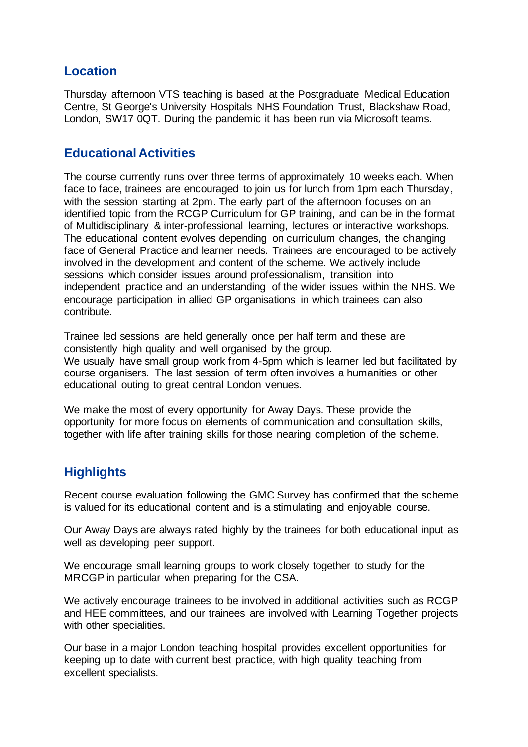## Location

Thursday afternoon VTS teaching is based at the Postgraduate Medical Education Centre, St George's University Hospitals NHS Foundation Trust, Blackshaw Road, London, SW17 0QT. During the pandemic it has been run via Microsoft teams.

## Educational Activities

The course currently runs over three terms of approximately 10 weeks each. When face to face, trainees are encouraged to join us for lunch from 1pm each Thursday, with the session starting at 2pm. The early part of the afternoon focuses on an identified topic from the RCGP Curriculum for GP training, and can be in the format of Multidisciplinary & inter-professional learning, lectures or interactive workshops. The educational content evolves depending on curriculum changes, the changing face of General Practice and learner needs. Trainees are encouraged to be actively involved in the development and content of the scheme. We actively include sessions which consider issues around professionalism, transition into independent practice and an understanding of the wider issues within the NHS. We encourage participation in allied GP organisations in which trainees can also contribute.

Trainee led sessions are held generally once per half term and these are consistently high quality and well organised by the group.
We usually have small group work from 4-5pm which is learner led but facilitated by course organisers. The last session of term often involves a humanities or other educational outing to great central London venues.

We make the most of every opportunity for Away Days. These provide the opportunity for more focus on elements of communication and consultation skills, together with life after training skills for those nearing completion of the scheme.

## Highlights

Recent course evaluation following the GMC Survey has confirmed that the scheme is valued for its educational content and is a stimulating and enjoyable course.

Our Away Days are always rated highly by the trainees for both educational input as well as developing peer support.

We encourage small learning groups to work closely together to study for the MRCGP in particular when preparing for the CSA.

We actively encourage trainees to be involved in additional activities such as RCGP and HEE committees, and our trainees are involved with Learning Together projects with other specialities.

Our base in a major London teaching hospital provides excellent opportunities for keeping up to date with current best practice, with high quality teaching from excellent specialists.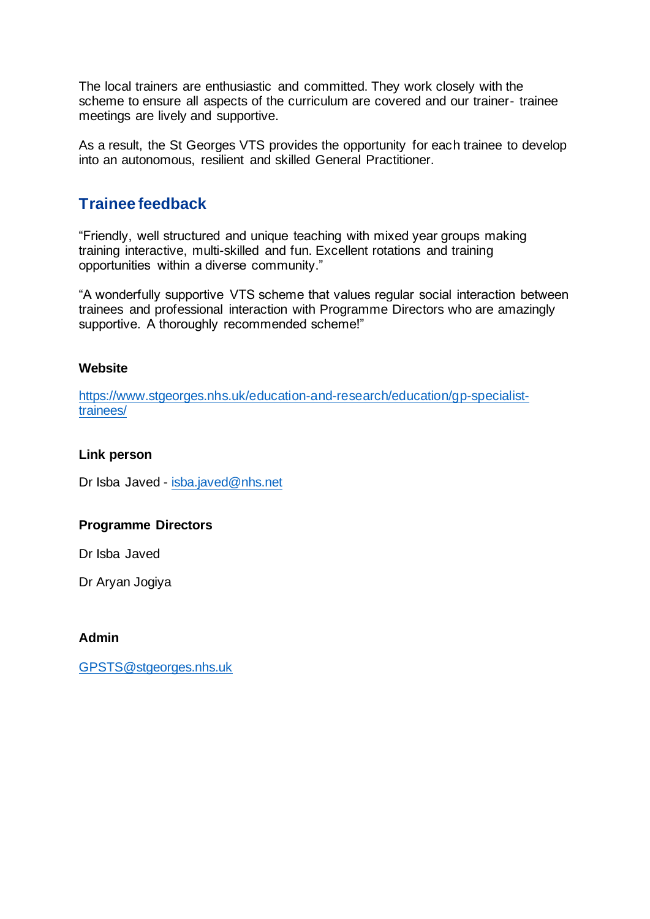The local trainers are enthusiastic and committed. They work closely with the scheme to ensure all aspects of the curriculum are covered and our trainer- trainee meetings are lively and supportive.

As a result, the St Georges VTS provides the opportunity for each trainee to develop into an autonomous, resilient and skilled General Practitioner.

## Trainee feedback

"Friendly, well structured and unique teaching with mixed year groups making training interactive, multi-skilled and fun. Excellent rotations and training opportunities within a diverse community."

"A wonderfully supportive VTS scheme that values regular social interaction between trainees and professional interaction with Programme Directors who are amazingly supportive. A thoroughly recommended scheme!"

**Website**

https://www.stgeorges.nhs.uk/education-and-research/education/gp-specialist-trainees/

**Link person**

Dr Isba Javed - isba.javed@nhs.net

**Programme Directors**

Dr Isba Javed

Dr Aryan Jogiya

**Admin**

GPSTS@stgeorges.nhs.uk